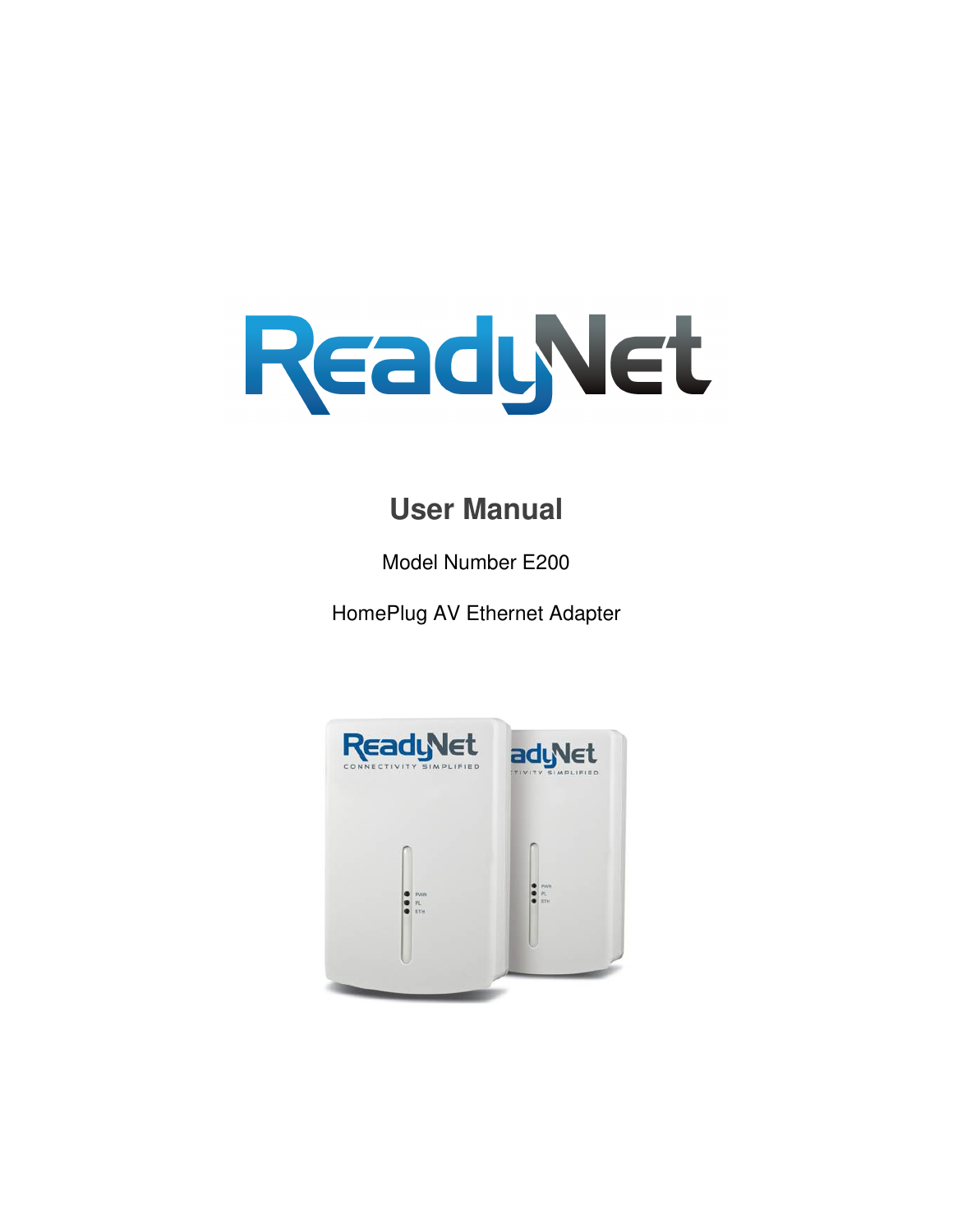# ReadyNet

## User Manual

Model Number E200

HomePlug AV Ethernet Adapter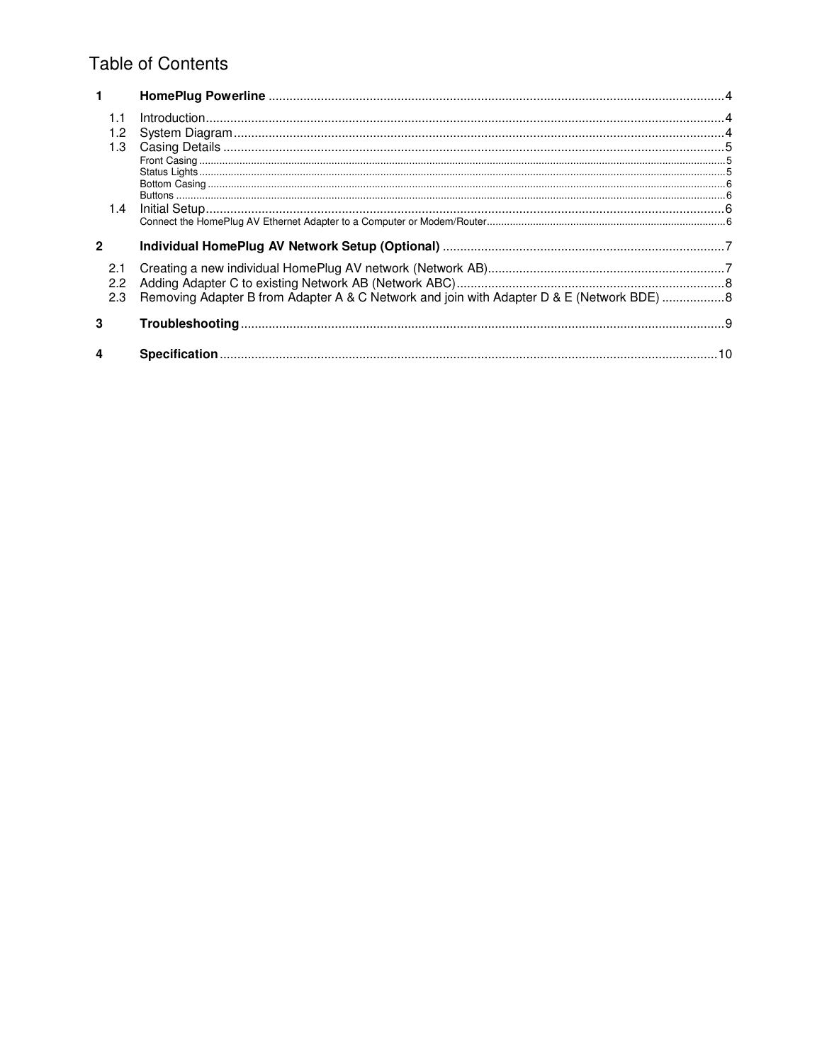# Table of Contents

**1 HomePlug Powerline** .....4

- 1.1 Introduction .....4
- 1.2 System Diagram .....4
- 1.3 Casing Details .....5
  - Front Casing .....5
  - Status Lights .....5
  - Bottom Casing .....6
  - Buttons .....6
- 1.4 Initial Setup .....6
  - Connect the HomePlug AV Ethernet Adapter to a Computer or Modem/Router .....6

**2 Individual HomePlug AV Network Setup (Optional)** .....7

- 2.1 Creating a new individual HomePlug AV network (Network AB) .....7
- 2.2 Adding Adapter C to existing Network AB (Network ABC) .....8
- 2.3 Removing Adapter B from Adapter A & C Network and join with Adapter D & E (Network BDE) .....8

**3 Troubleshooting** .....9

**4 Specification** .....10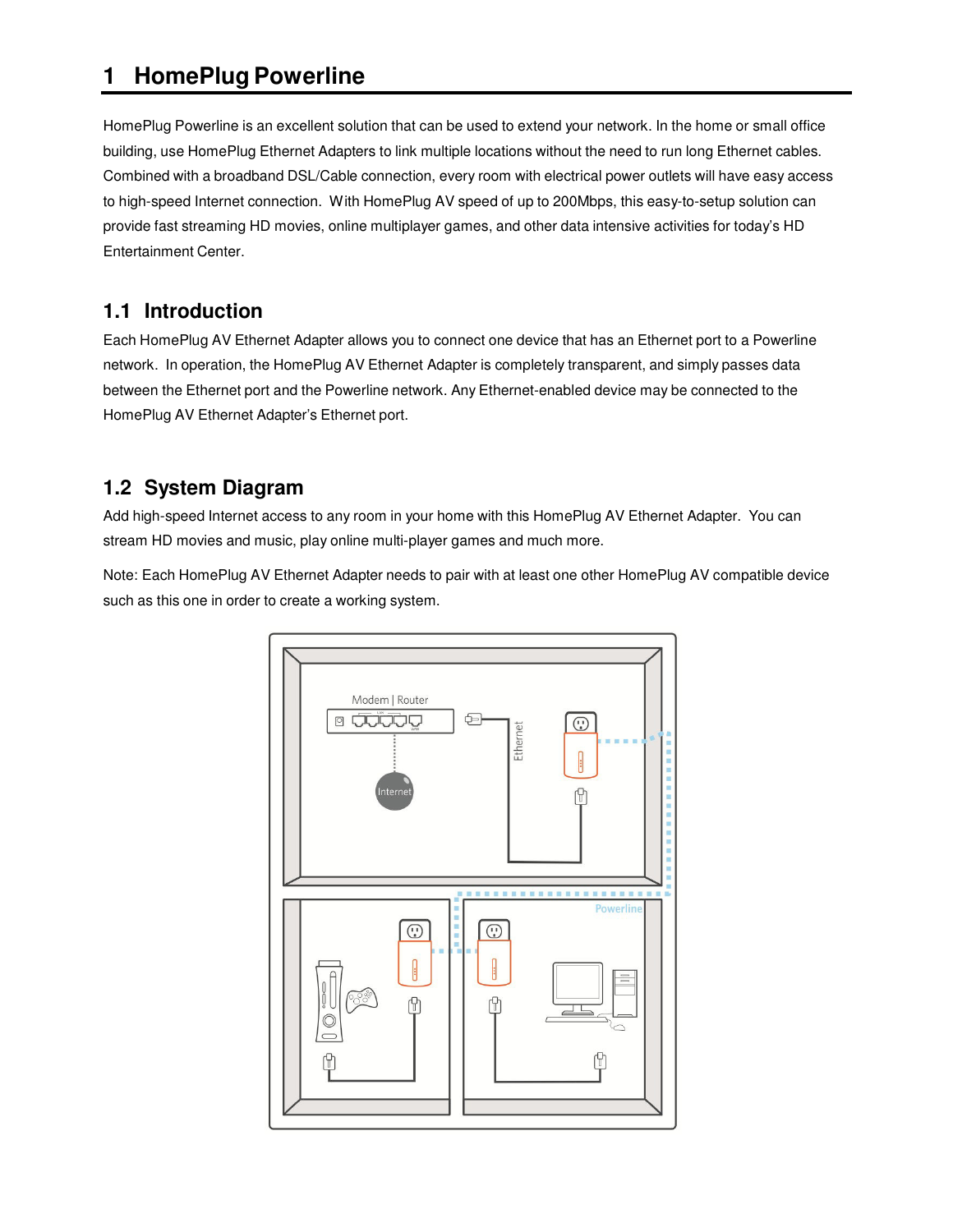# 1 HomePlug Powerline

HomePlug Powerline is an excellent solution that can be used to extend your network. In the home or small office building, use HomePlug Ethernet Adapters to link multiple locations without the need to run long Ethernet cables. Combined with a broadband DSL/Cable connection, every room with electrical power outlets will have easy access to high-speed Internet connection. With HomePlug AV speed of up to 200Mbps, this easy-to-setup solution can provide fast streaming HD movies, online multiplayer games, and other data intensive activities for today's HD Entertainment Center.

## 1.1 Introduction

Each HomePlug AV Ethernet Adapter allows you to connect one device that has an Ethernet port to a Powerline network. In operation, the HomePlug AV Ethernet Adapter is completely transparent, and simply passes data between the Ethernet port and the Powerline network. Any Ethernet-enabled device may be connected to the HomePlug AV Ethernet Adapter's Ethernet port.

## 1.2 System Diagram

Add high-speed Internet access to any room in your home with this HomePlug AV Ethernet Adapter. You can stream HD movies and music, play online multi-player games and much more.

Note: Each HomePlug AV Ethernet Adapter needs to pair with at least one other HomePlug AV compatible device such as this one in order to create a working system.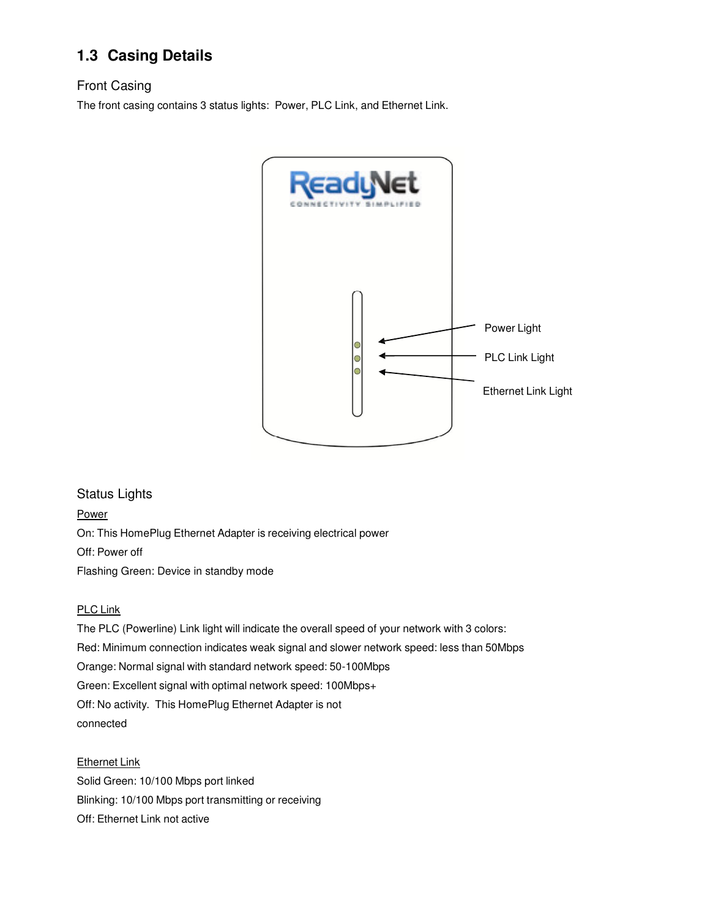## 1.3 Casing Details

### Front Casing

The front casing contains 3 status lights: Power, PLC Link, and Ethernet Link.

Power Light

PLC Link Light

Ethernet Link Light

### Status Lights

Power

On: This HomePlug Ethernet Adapter is receiving electrical power

Off: Power off

Flashing Green: Device in standby mode

PLC Link

The PLC (Powerline) Link light will indicate the overall speed of your network with 3 colors:

Red: Minimum connection indicates weak signal and slower network speed: less than 50Mbps

Orange: Normal signal with standard network speed: 50-100Mbps

Green: Excellent signal with optimal network speed: 100Mbps+

Off: No activity. This HomePlug Ethernet Adapter is not connected

Ethernet Link

Solid Green: 10/100 Mbps port linked

Blinking: 10/100 Mbps port transmitting or receiving

Off: Ethernet Link not active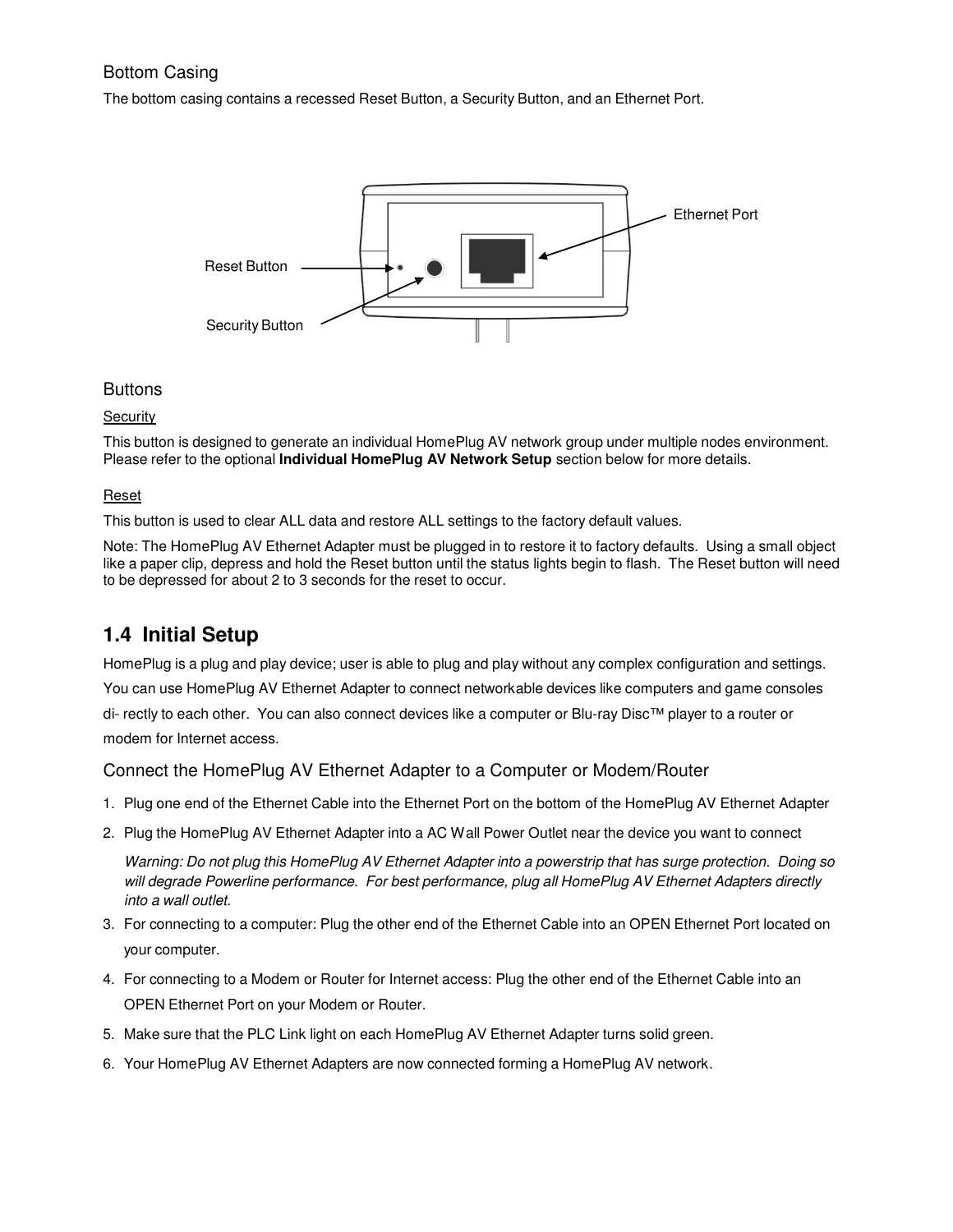### Bottom Casing

The bottom casing contains a recessed Reset Button, a Security Button, and an Ethernet Port.

Ethernet Port

Reset Button

Security Button

### Buttons

Security

This button is designed to generate an individual HomePlug AV network group under multiple nodes environment. Please refer to the optional **Individual HomePlug AV Network Setup** section below for more details.

Reset

This button is used to clear ALL data and restore ALL settings to the factory default values.

Note: The HomePlug AV Ethernet Adapter must be plugged in to restore it to factory defaults. Using a small object like a paper clip, depress and hold the Reset button until the status lights begin to flash. The Reset button will need to be depressed for about 2 to 3 seconds for the reset to occur.

## 1.4 Initial Setup

HomePlug is a plug and play device; user is able to plug and play without any complex configuration and settings. You can use HomePlug AV Ethernet Adapter to connect networkable devices like computers and game consoles di- rectly to each other. You can also connect devices like a computer or Blu-ray Disc™ player to a router or modem for Internet access.

### Connect the HomePlug AV Ethernet Adapter to a Computer or Modem/Router

1. Plug one end of the Ethernet Cable into the Ethernet Port on the bottom of the HomePlug AV Ethernet Adapter
2. Plug the HomePlug AV Ethernet Adapter into a AC Wall Power Outlet near the device you want to connect

   *Warning: Do not plug this HomePlug AV Ethernet Adapter into a powerstrip that has surge protection. Doing so will degrade Powerline performance. For best performance, plug all HomePlug AV Ethernet Adapters directly into a wall outlet.*
3. For connecting to a computer: Plug the other end of the Ethernet Cable into an OPEN Ethernet Port located on your computer.
4. For connecting to a Modem or Router for Internet access: Plug the other end of the Ethernet Cable into an OPEN Ethernet Port on your Modem or Router.
5. Make sure that the PLC Link light on each HomePlug AV Ethernet Adapter turns solid green.
6. Your HomePlug AV Ethernet Adapters are now connected forming a HomePlug AV network.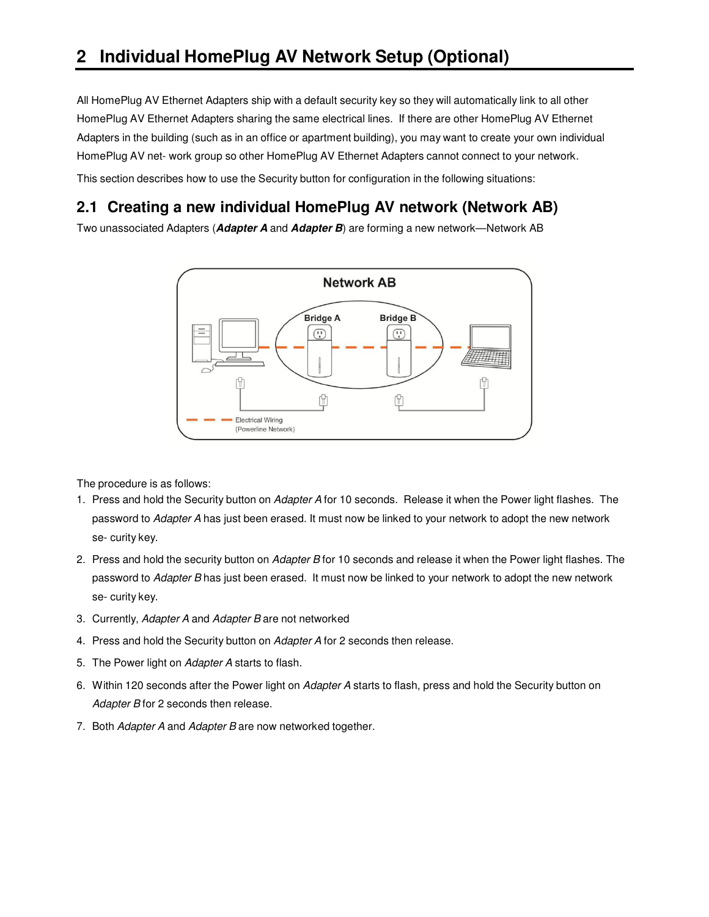## 2 Individual HomePlug AV Network Setup (Optional)

All HomePlug AV Ethernet Adapters ship with a default security key so they will automatically link to all other HomePlug AV Ethernet Adapters sharing the same electrical lines. If there are other HomePlug AV Ethernet Adapters in the building (such as in an office or apartment building), you may want to create your own individual HomePlug AV net- work group so other HomePlug AV Ethernet Adapters cannot connect to your network.

This section describes how to use the Security button for configuration in the following situations:

### 2.1 Creating a new individual HomePlug AV network (Network AB)

Two unassociated Adapters (***Adapter A*** and ***Adapter B***) are forming a new network—Network AB

The procedure is as follows:

1. Press and hold the Security button on *Adapter A* for 10 seconds. Release it when the Power light flashes. The password to *Adapter A* has just been erased. It must now be linked to your network to adopt the new network se- curity key.
2. Press and hold the security button on *Adapter B* for 10 seconds and release it when the Power light flashes. The password to *Adapter B* has just been erased. It must now be linked to your network to adopt the new network se- curity key.
3. Currently, *Adapter A* and *Adapter B* are not networked
4. Press and hold the Security button on *Adapter A* for 2 seconds then release.
5. The Power light on *Adapter A* starts to flash.
6. Within 120 seconds after the Power light on *Adapter A* starts to flash, press and hold the Security button on *Adapter B* for 2 seconds then release.
7. Both *Adapter A* and *Adapter B* are now networked together.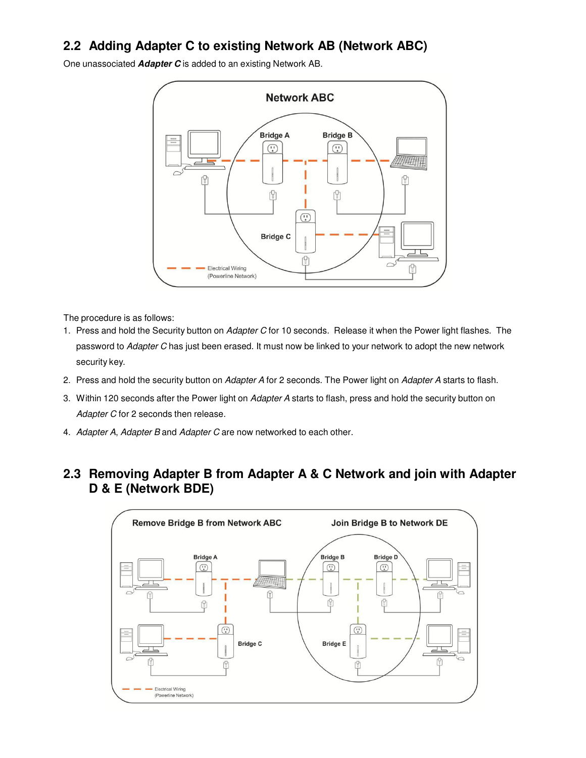## 2.2 Adding Adapter C to existing Network AB (Network ABC)

One unassociated ***Adapter C*** is added to an existing Network AB.

The procedure is as follows:

1. Press and hold the Security button on *Adapter C* for 10 seconds. Release it when the Power light flashes. The password to *Adapter C* has just been erased. It must now be linked to your network to adopt the new network security key.
2. Press and hold the security button on *Adapter A* for 2 seconds. The Power light on *Adapter A* starts to flash.
3. Within 120 seconds after the Power light on *Adapter A* starts to flash, press and hold the security button on *Adapter C* for 2 seconds then release.
4. *Adapter A*, *Adapter B* and *Adapter C* are now networked to each other.

## 2.3 Removing Adapter B from Adapter A & C Network and join with Adapter D & E (Network BDE)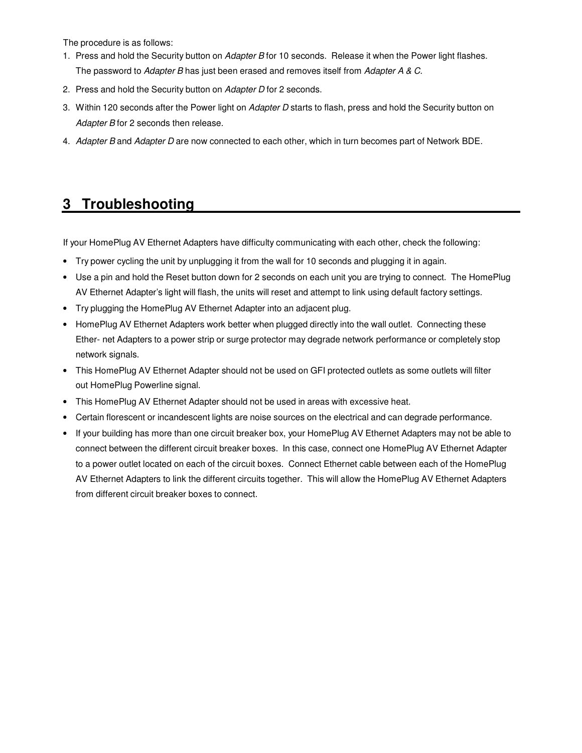The procedure is as follows:

1. Press and hold the Security button on *Adapter B* for 10 seconds. Release it when the Power light flashes. The password to *Adapter B* has just been erased and removes itself from *Adapter A & C*.
2. Press and hold the Security button on *Adapter D* for 2 seconds.
3. Within 120 seconds after the Power light on *Adapter D* starts to flash, press and hold the Security button on *Adapter B* for 2 seconds then release.
4. *Adapter B* and *Adapter D* are now connected to each other, which in turn becomes part of Network BDE.

# 3 Troubleshooting

If your HomePlug AV Ethernet Adapters have difficulty communicating with each other, check the following:

- Try power cycling the unit by unplugging it from the wall for 10 seconds and plugging it in again.
- Use a pin and hold the Reset button down for 2 seconds on each unit you are trying to connect. The HomePlug AV Ethernet Adapter's light will flash, the units will reset and attempt to link using default factory settings.
- Try plugging the HomePlug AV Ethernet Adapter into an adjacent plug.
- HomePlug AV Ethernet Adapters work better when plugged directly into the wall outlet. Connecting these Ether- net Adapters to a power strip or surge protector may degrade network performance or completely stop network signals.
- This HomePlug AV Ethernet Adapter should not be used on GFI protected outlets as some outlets will filter out HomePlug Powerline signal.
- This HomePlug AV Ethernet Adapter should not be used in areas with excessive heat.
- Certain florescent or incandescent lights are noise sources on the electrical and can degrade performance.
- If your building has more than one circuit breaker box, your HomePlug AV Ethernet Adapters may not be able to connect between the different circuit breaker boxes. In this case, connect one HomePlug AV Ethernet Adapter to a power outlet located on each of the circuit boxes. Connect Ethernet cable between each of the HomePlug AV Ethernet Adapters to link the different circuits together. This will allow the HomePlug AV Ethernet Adapters from different circuit breaker boxes to connect.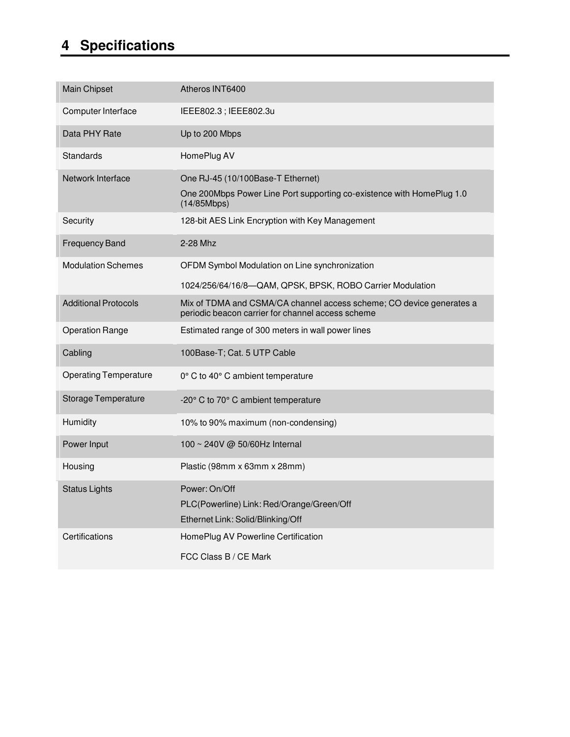# 4 Specifications

| | |
|---|---|
| Main Chipset | Atheros INT6400 |
| Computer Interface | IEEE802.3 ; IEEE802.3u |
| Data PHY Rate | Up to 200 Mbps |
| Standards | HomePlug AV |
| Network Interface | One RJ-45 (10/100Base-T Ethernet)<br>One 200Mbps Power Line Port supporting co-existence with HomePlug 1.0 (14/85Mbps) |
| Security | 128-bit AES Link Encryption with Key Management |
| Frequency Band | 2-28 Mhz |
| Modulation Schemes | OFDM Symbol Modulation on Line synchronization<br>1024/256/64/16/8—QAM, QPSK, BPSK, ROBO Carrier Modulation |
| Additional Protocols | Mix of TDMA and CSMA/CA channel access scheme; CO device generates a periodic beacon carrier for channel access scheme |
| Operation Range | Estimated range of 300 meters in wall power lines |
| Cabling | 100Base-T; Cat. 5 UTP Cable |
| Operating Temperature | 0° C to 40° C ambient temperature |
| Storage Temperature | -20° C to 70° C ambient temperature |
| Humidity | 10% to 90% maximum (non-condensing) |
| Power Input | 100 ~ 240V @ 50/60Hz Internal |
| Housing | Plastic (98mm x 63mm x 28mm) |
| Status Lights | Power: On/Off<br>PLC(Powerline) Link: Red/Orange/Green/Off<br>Ethernet Link: Solid/Blinking/Off |
| Certifications | HomePlug AV Powerline Certification<br>FCC Class B / CE Mark |